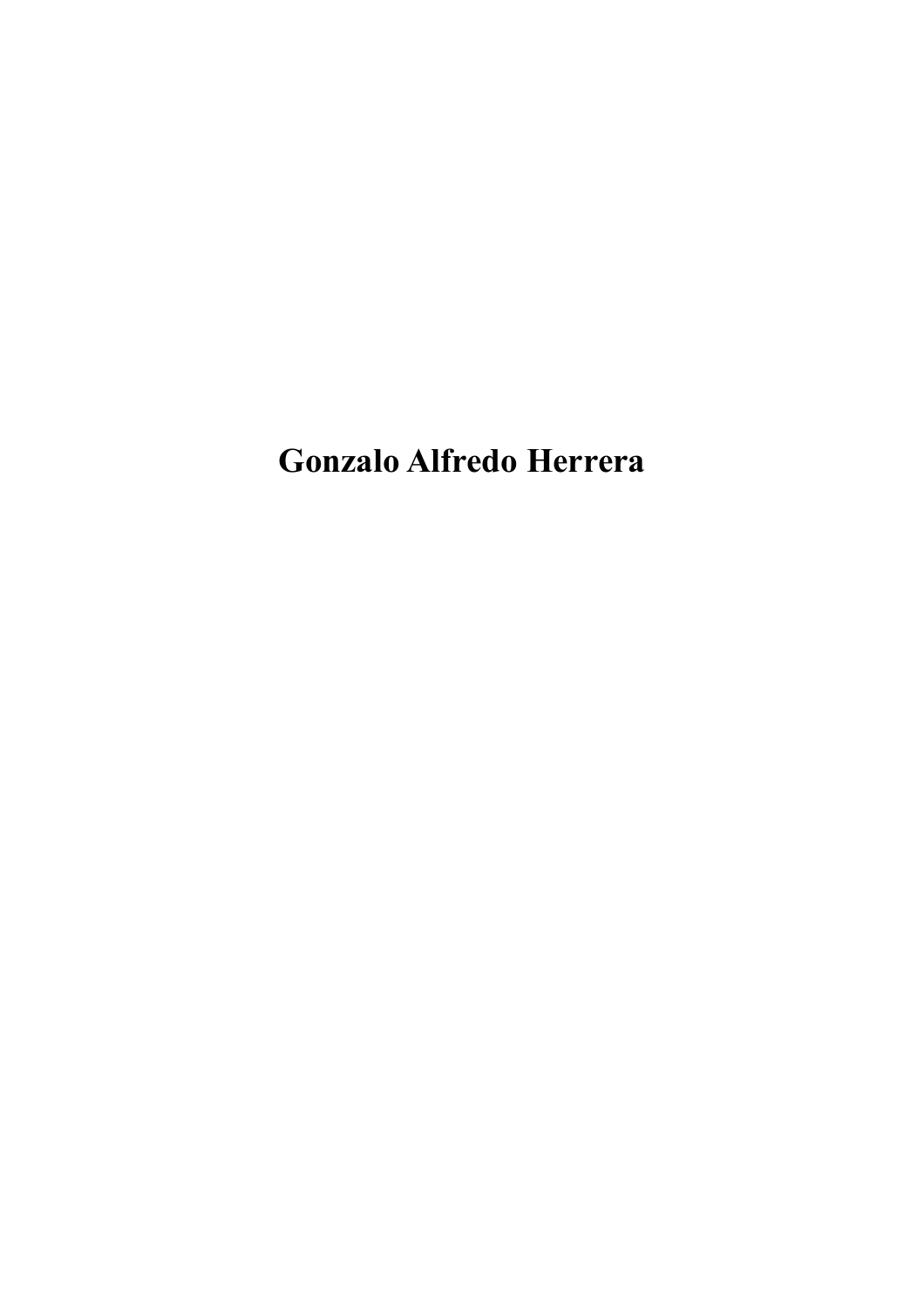# Gonzalo Alfredo Herrera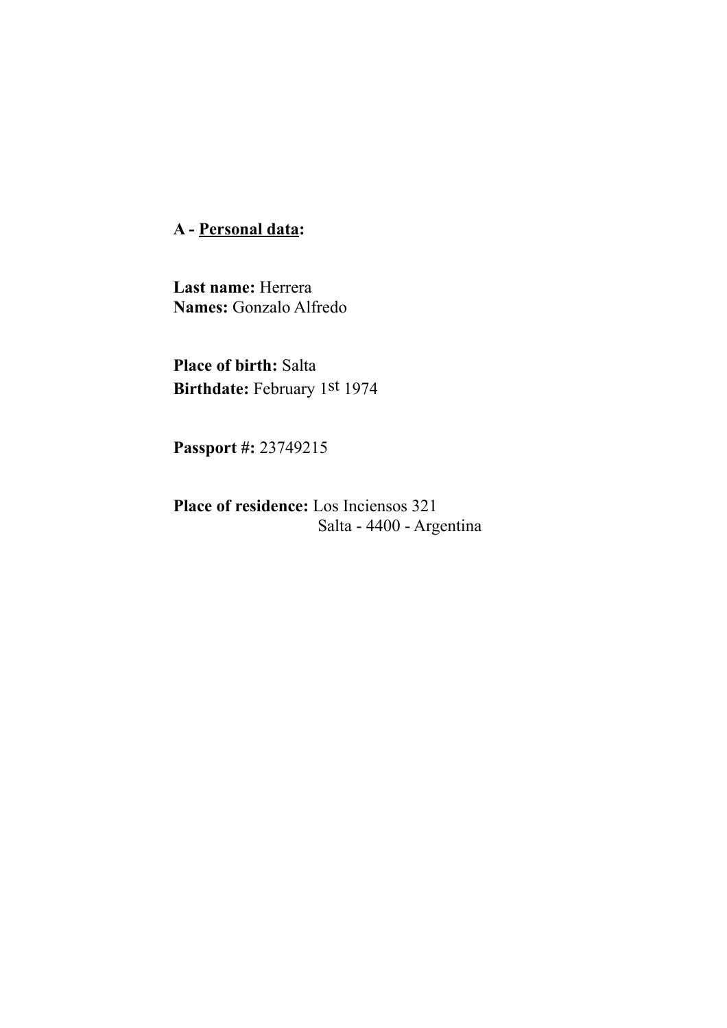**A - Personal data:**

**Last name:** Herrera
**Names:** Gonzalo Alfredo

**Place of birth:** Salta
**Birthdate:** February 1st 1974

**Passport #:** 23749215

**Place of residence:** Los Inciensos 321
Salta - 4400 - Argentina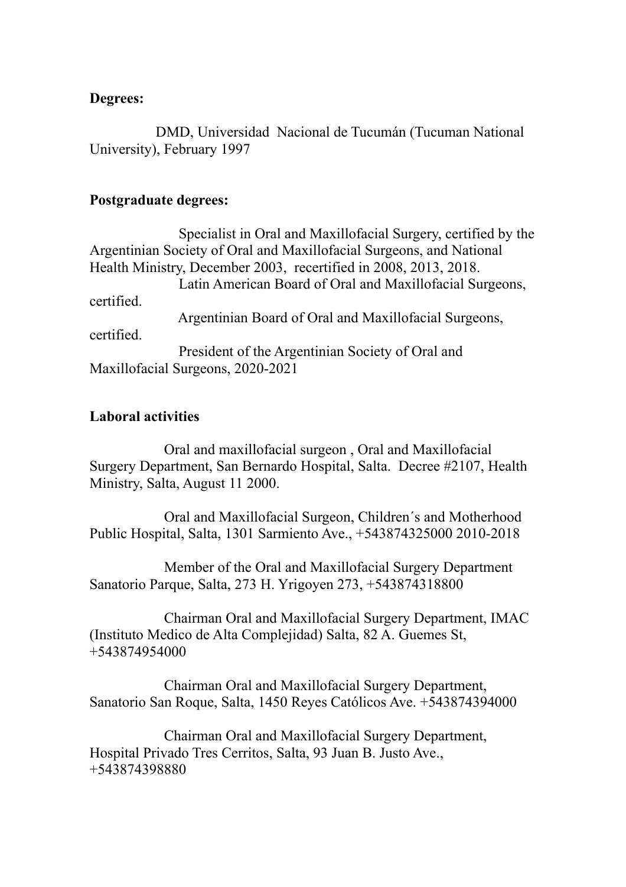**Degrees:**

DMD, Universidad Nacional de Tucumán (Tucuman National University), February 1997

**Postgraduate degrees:**

Specialist in Oral and Maxillofacial Surgery, certified by the Argentinian Society of Oral and Maxillofacial Surgeons, and National Health Ministry, December 2003, recertified in 2008, 2013, 2018.

Latin American Board of Oral and Maxillofacial Surgeons, certified.

Argentinian Board of Oral and Maxillofacial Surgeons, certified.

President of the Argentinian Society of Oral and Maxillofacial Surgeons, 2020-2021

**Laboral activities**

Oral and maxillofacial surgeon , Oral and Maxillofacial Surgery Department, San Bernardo Hospital, Salta. Decree #2107, Health Ministry, Salta, August 11 2000.

Oral and Maxillofacial Surgeon, Children´s and Motherhood Public Hospital, Salta, 1301 Sarmiento Ave., +543874325000 2010-2018

Member of the Oral and Maxillofacial Surgery Department Sanatorio Parque, Salta, 273 H. Yrigoyen 273, +543874318800

Chairman Oral and Maxillofacial Surgery Department, IMAC (Instituto Medico de Alta Complejidad) Salta, 82 A. Guemes St, +543874954000

Chairman Oral and Maxillofacial Surgery Department, Sanatorio San Roque, Salta, 1450 Reyes Católicos Ave. +543874394000

Chairman Oral and Maxillofacial Surgery Department, Hospital Privado Tres Cerritos, Salta, 93 Juan B. Justo Ave., +543874398880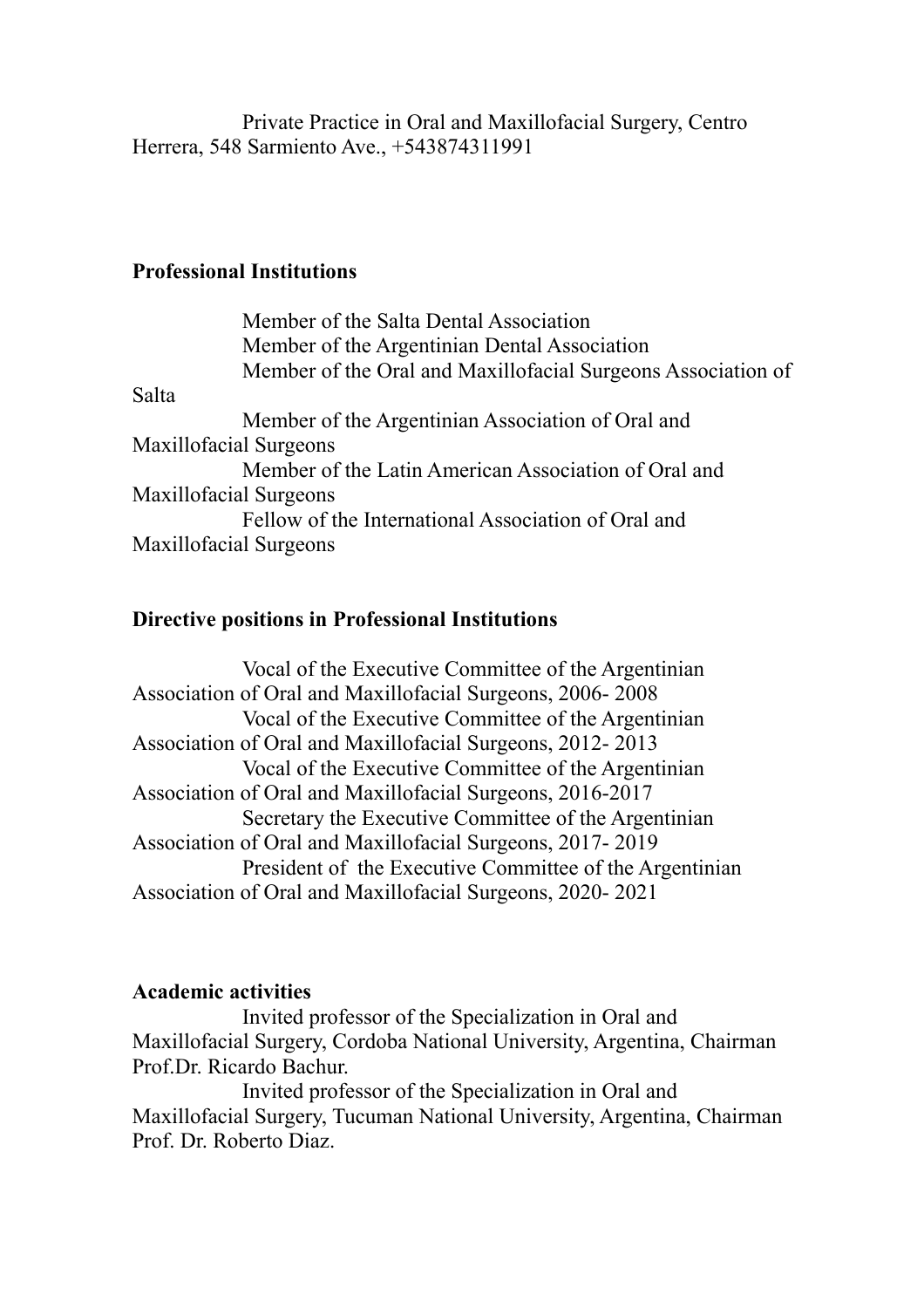Private Practice in Oral and Maxillofacial Surgery, Centro Herrera, 548 Sarmiento Ave., +543874311991

**Professional Institutions**

Member of the Salta Dental Association
Member of the Argentinian Dental Association
Member of the Oral and Maxillofacial Surgeons Association of Salta
Member of the Argentinian Association of Oral and Maxillofacial Surgeons
Member of the Latin American Association of Oral and Maxillofacial Surgeons
Fellow of the International Association of Oral and Maxillofacial Surgeons

**Directive positions in Professional Institutions**

Vocal of the Executive Committee of the Argentinian Association of Oral and Maxillofacial Surgeons, 2006- 2008
Vocal of the Executive Committee of the Argentinian Association of Oral and Maxillofacial Surgeons, 2012- 2013
Vocal of the Executive Committee of the Argentinian Association of Oral and Maxillofacial Surgeons, 2016-2017
Secretary the Executive Committee of the Argentinian Association of Oral and Maxillofacial Surgeons, 2017- 2019
President of the Executive Committee of the Argentinian Association of Oral and Maxillofacial Surgeons, 2020- 2021

**Academic activities**

Invited professor of the Specialization in Oral and Maxillofacial Surgery, Cordoba National University, Argentina, Chairman Prof.Dr. Ricardo Bachur.
Invited professor of the Specialization in Oral and Maxillofacial Surgery, Tucuman National University, Argentina, Chairman Prof. Dr. Roberto Diaz.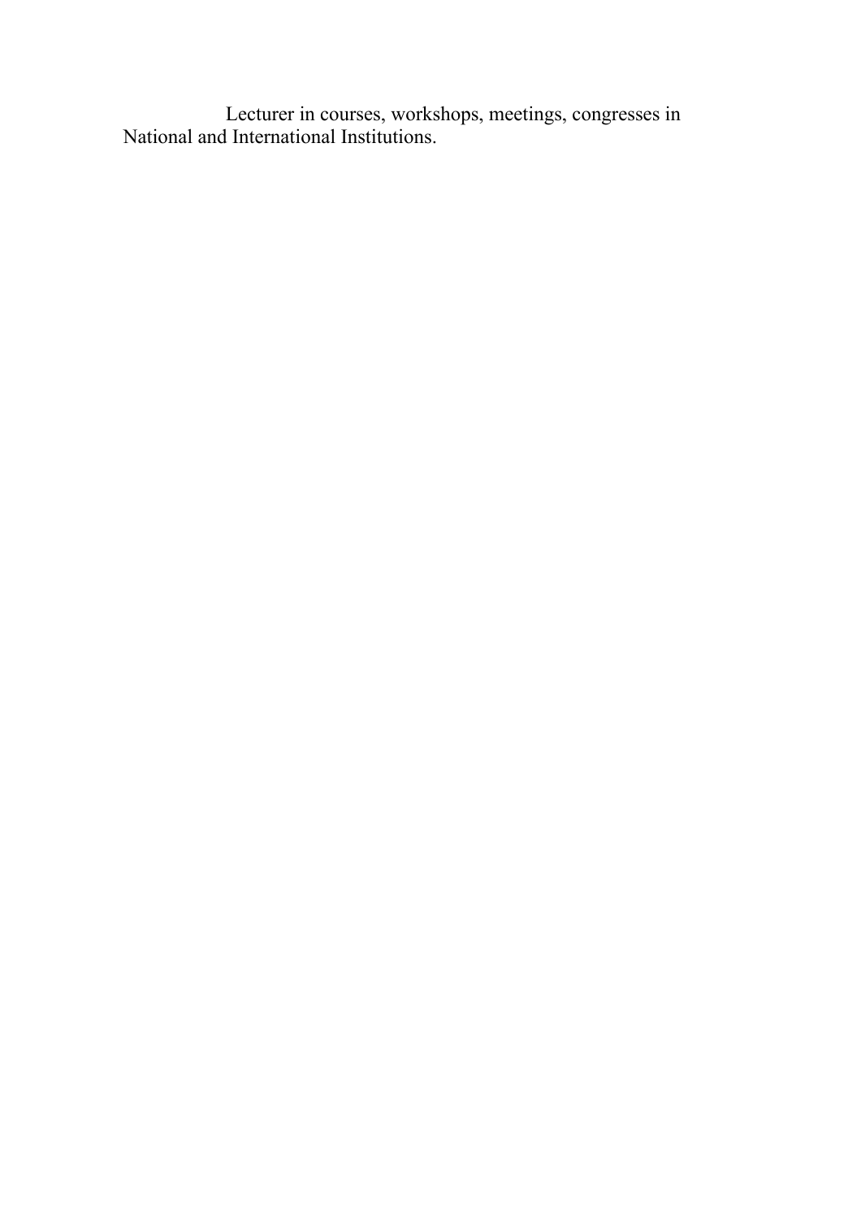Lecturer in courses, workshops, meetings, congresses in National and International Institutions.